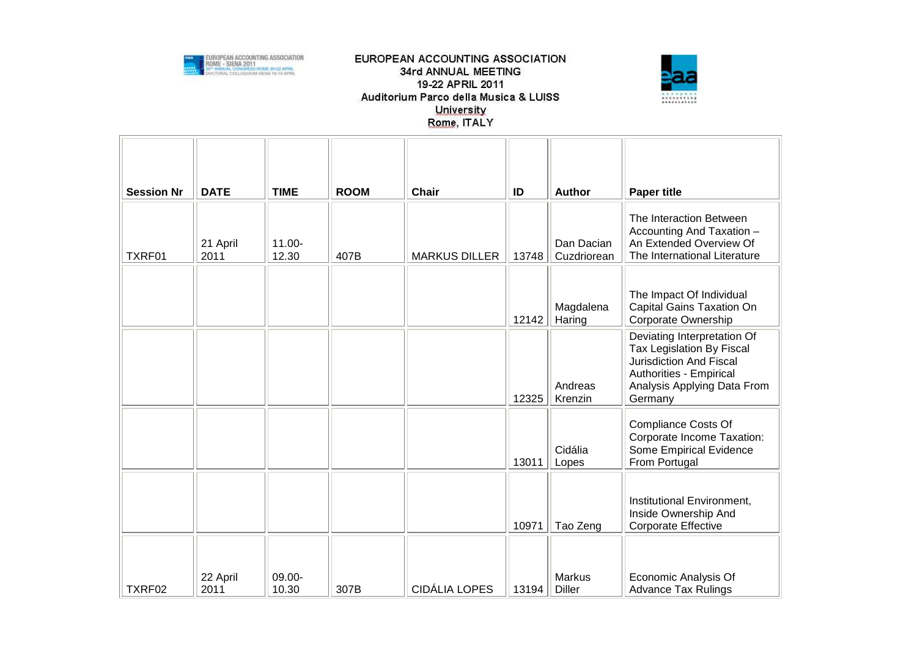EUROPEAN ACCOUNTING ASSOCIATION
34rd ANNUAL MEETING
19-22 APRIL 2011
Auditorium Parco della Musica & LUISS University
Rome, ITALY

| Session Nr | DATE | TIME | ROOM | Chair | ID | Author | Paper title |
|---|---|---|---|---|---|---|---|
| TXRF01 | 21 April 2011 | 11.00-12.30 | 407B | MARKUS DILLER | 13748 | Dan Dacian Cuzdriorean | The Interaction Between Accounting And Taxation – An Extended Overview Of The International Literature |
| | | | | | 12142 | Magdalena Haring | The Impact Of Individual Capital Gains Taxation On Corporate Ownership |
| | | | | | 12325 | Andreas Krenzin | Deviating Interpretation Of Tax Legislation By Fiscal Jurisdiction And Fiscal Authorities - Empirical Analysis Applying Data From Germany |
| | | | | | 13011 | Cidália Lopes | Compliance Costs Of Corporate Income Taxation: Some Empirical Evidence From Portugal |
| | | | | | 10971 | Tao Zeng | Institutional Environment, Inside Ownership And Corporate Effective |
| TXRF02 | 22 April 2011 | 09.00-10.30 | 307B | CIDÁLIA LOPES | 13194 | Markus Diller | Economic Analysis Of Advance Tax Rulings |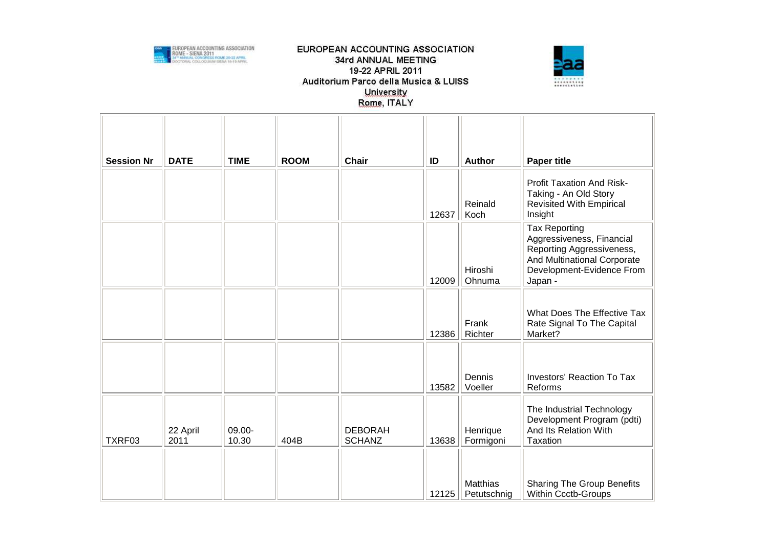EUROPEAN ACCOUNTING ASSOCIATION
34rd ANNUAL MEETING
19-22 APRIL 2011
Auditorium Parco della Musica & LUISS University
Rome, ITALY

| Session Nr | DATE | TIME | ROOM | Chair | ID | Author | Paper title |
|---|---|---|---|---|---|---|---|
| | | | | | 12637 | Reinald Koch | Profit Taxation And Risk-Taking - An Old Story Revisited With Empirical Insight |
| | | | | | 12009 | Hiroshi Ohnuma | Tax Reporting Aggressiveness, Financial Reporting Aggressiveness, And Multinational Corporate Development-Evidence From Japan - |
| | | | | | 12386 | Frank Richter | What Does The Effective Tax Rate Signal To The Capital Market? |
| | | | | | 13582 | Dennis Voeller | Investors' Reaction To Tax Reforms |
| TXRF03 | 22 April 2011 | 09.00-10.30 | 404B | DEBORAH SCHANZ | 13638 | Henrique Formigoni | The Industrial Technology Development Program (pdti) And Its Relation With Taxation |
| | | | | | 12125 | Matthias Petutschnig | Sharing The Group Benefits Within Ccctb-Groups |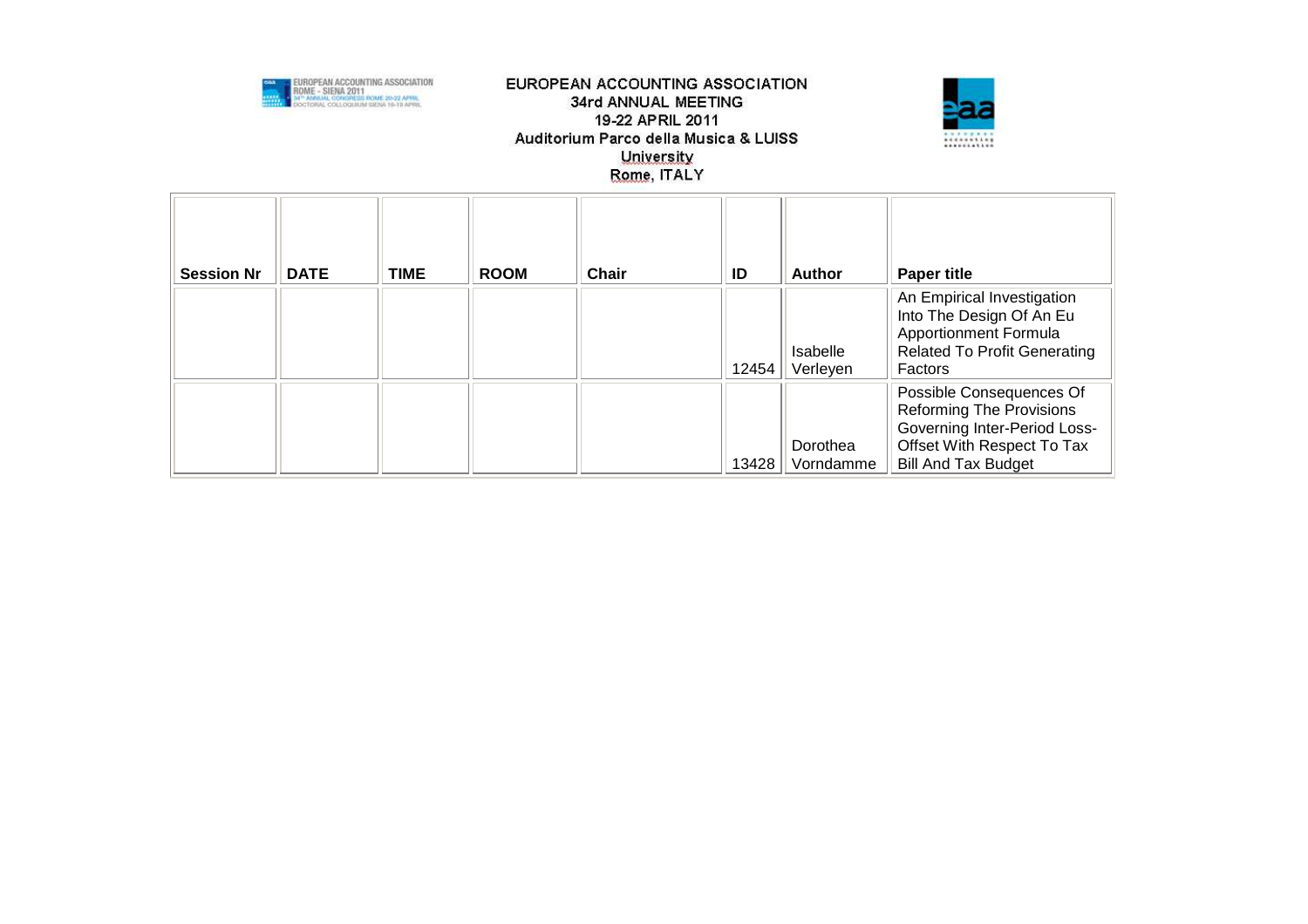| Session Nr | DATE | TIME | ROOM | Chair | ID | Author | Paper title |
|---|---|---|---|---|---|---|---|
| | | | | | 12454 | Isabelle Verleyen | An Empirical Investigation Into The Design Of An Eu Apportionment Formula Related To Profit Generating Factors |
| | | | | | 13428 | Dorothea Vorndamme | Possible Consequences Of Reforming The Provisions Governing Inter-Period Loss-Offset With Respect To Tax Bill And Tax Budget |